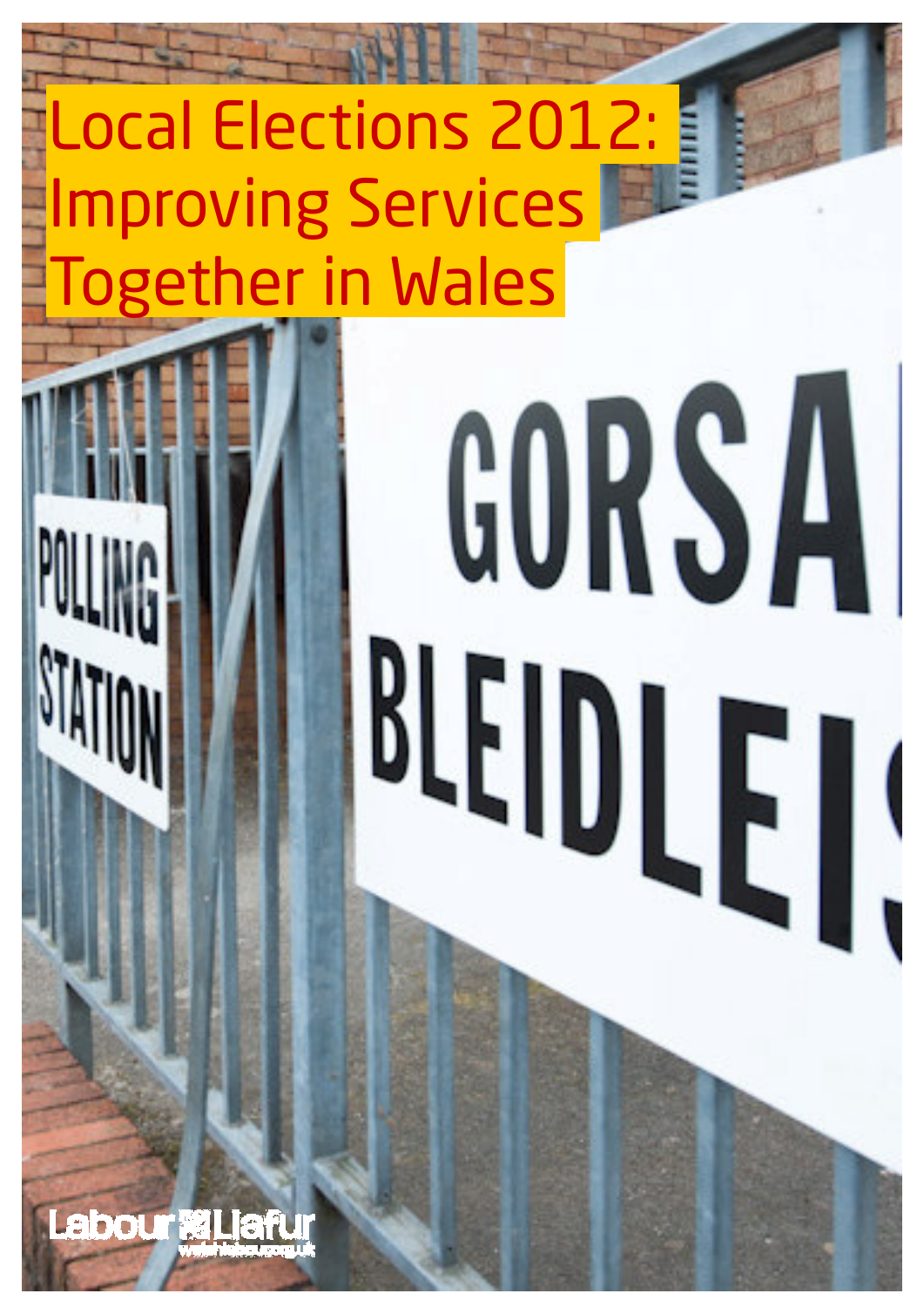# Local Elections 2012: Improving Services Together in Wales

POLLING STATION

GORSAF BLEIDLEIS

Labour Llafur

welshlabour.org.uk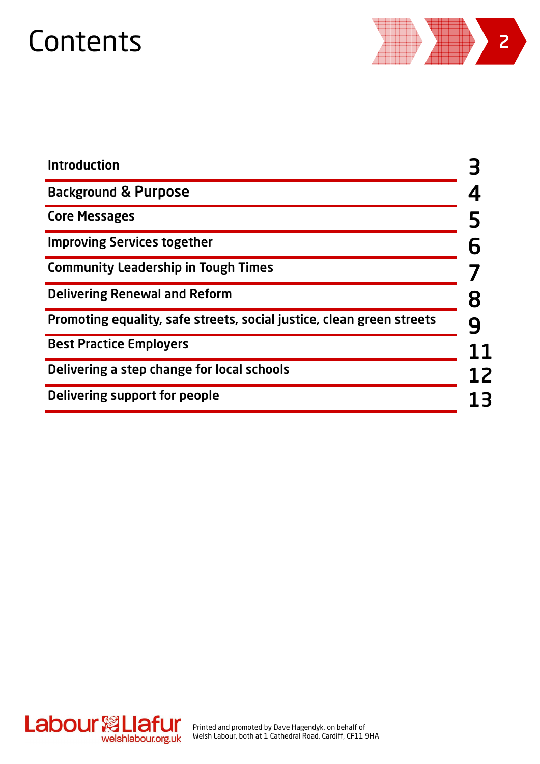# Contents

| | |
|---|---|
| Introduction | 3 |
| Background & Purpose | 4 |
| Core Messages | 5 |
| Improving Services together | 6 |
| Community Leadership in Tough Times | 7 |
| Delivering Renewal and Reform | 8 |
| Promoting equality, safe streets, social justice, clean green streets | 9 |
| Best Practice Employers | 11 |
| Delivering a step change for local schools | 12 |
| Delivering support for people | 13 |

Labour Llafur
welshlabour.org.uk

Printed and promoted by Dave Hagendyk, on behalf of Welsh Labour, both at 1 Cathedral Road, Cardiff, CF11 9HA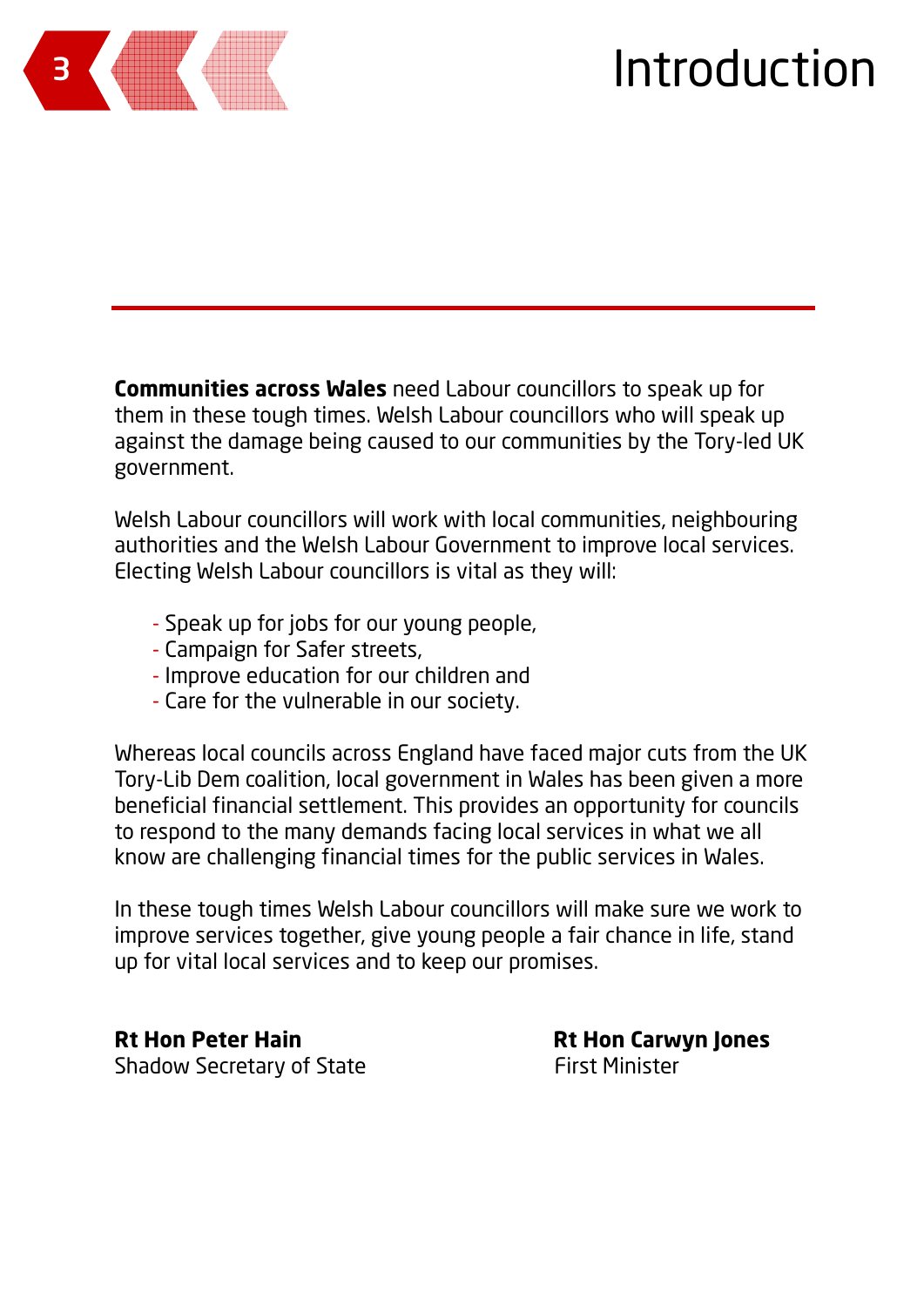# Introduction

**Communities across Wales** need Labour councillors to speak up for them in these tough times. Welsh Labour councillors who will speak up against the damage being caused to our communities by the Tory-led UK government.

Welsh Labour councillors will work with local communities, neighbouring authorities and the Welsh Labour Government to improve local services. Electing Welsh Labour councillors is vital as they will:

- Speak up for jobs for our young people,
- Campaign for Safer streets,
- Improve education for our children and
- Care for the vulnerable in our society.

Whereas local councils across England have faced major cuts from the UK Tory-Lib Dem coalition, local government in Wales has been given a more beneficial financial settlement. This provides an opportunity for councils to respond to the many demands facing local services in what we all know are challenging financial times for the public services in Wales.

In these tough times Welsh Labour councillors will make sure we work to improve services together, give young people a fair chance in life, stand up for vital local services and to keep our promises.

**Rt Hon Peter Hain**
Shadow Secretary of State

**Rt Hon Carwyn Jones**
First Minister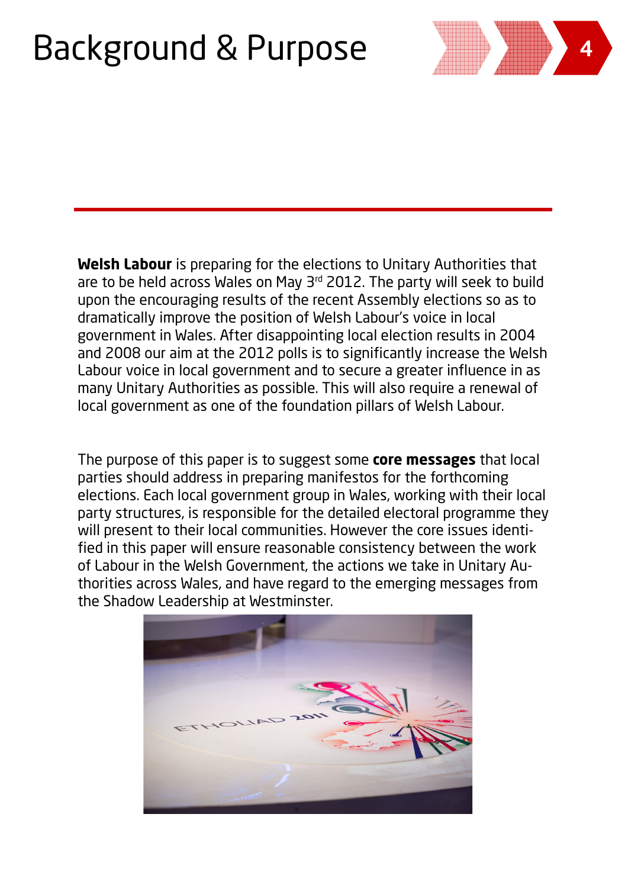# Background & Purpose

**Welsh Labour** is preparing for the elections to Unitary Authorities that are to be held across Wales on May 3rd 2012. The party will seek to build upon the encouraging results of the recent Assembly elections so as to dramatically improve the position of Welsh Labour's voice in local government in Wales. After disappointing local election results in 2004 and 2008 our aim at the 2012 polls is to significantly increase the Welsh Labour voice in local government and to secure a greater influence in as many Unitary Authorities as possible. This will also require a renewal of local government as one of the foundation pillars of Welsh Labour.

The purpose of this paper is to suggest some **core messages** that local parties should address in preparing manifestos for the forthcoming elections. Each local government group in Wales, working with their local party structures, is responsible for the detailed electoral programme they will present to their local communities. However the core issues identified in this paper will ensure reasonable consistency between the work of Labour in the Welsh Government, the actions we take in Unitary Authorities across Wales, and have regard to the emerging messages from the Shadow Leadership at Westminster.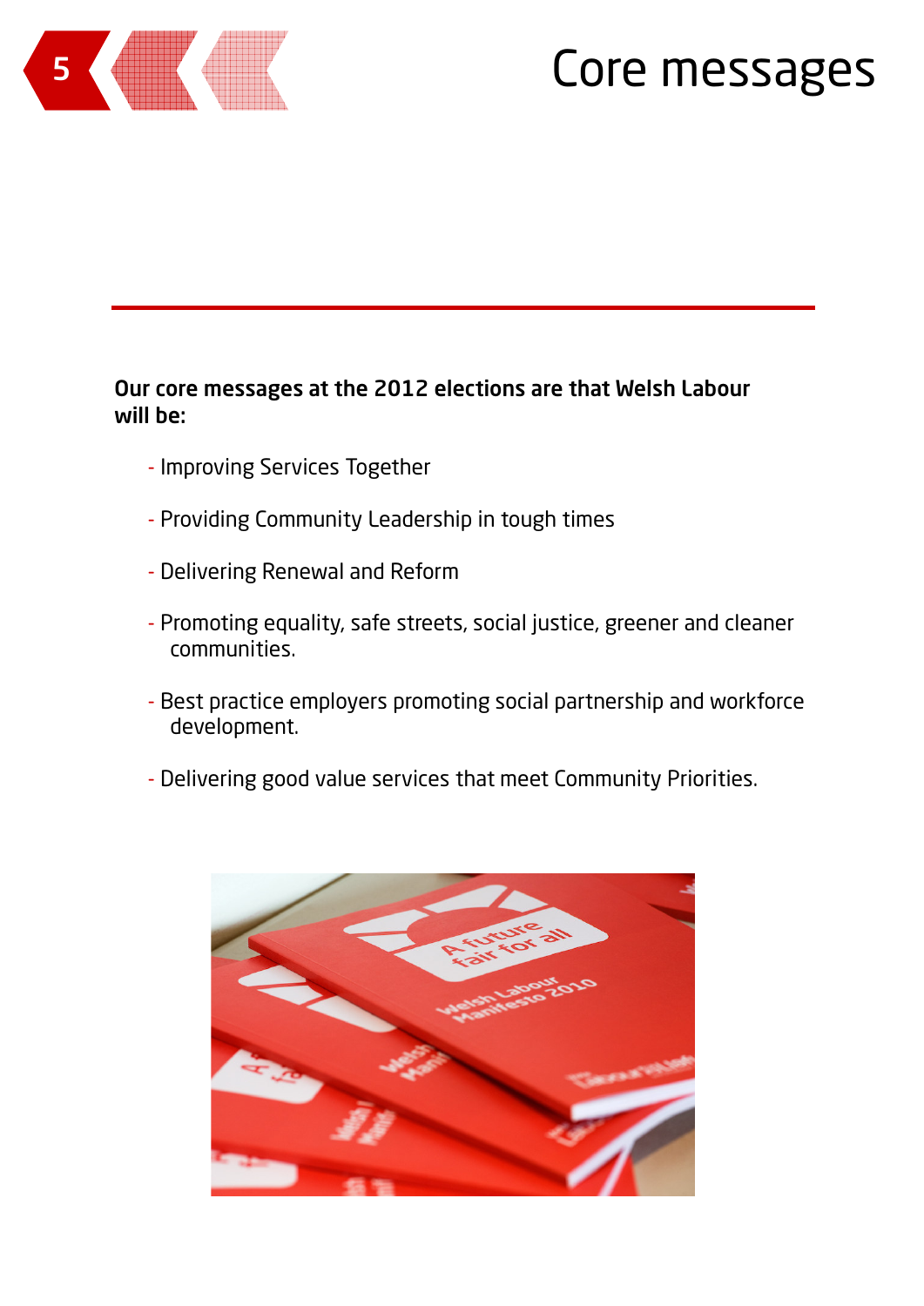# Core messages

**Our core messages at the 2012 elections are that Welsh Labour will be:**

- Improving Services Together
- Providing Community Leadership in tough times
- Delivering Renewal and Reform
- Promoting equality, safe streets, social justice, greener and cleaner communities.
- Best practice employers promoting social partnership and workforce development.
- Delivering good value services that meet Community Priorities.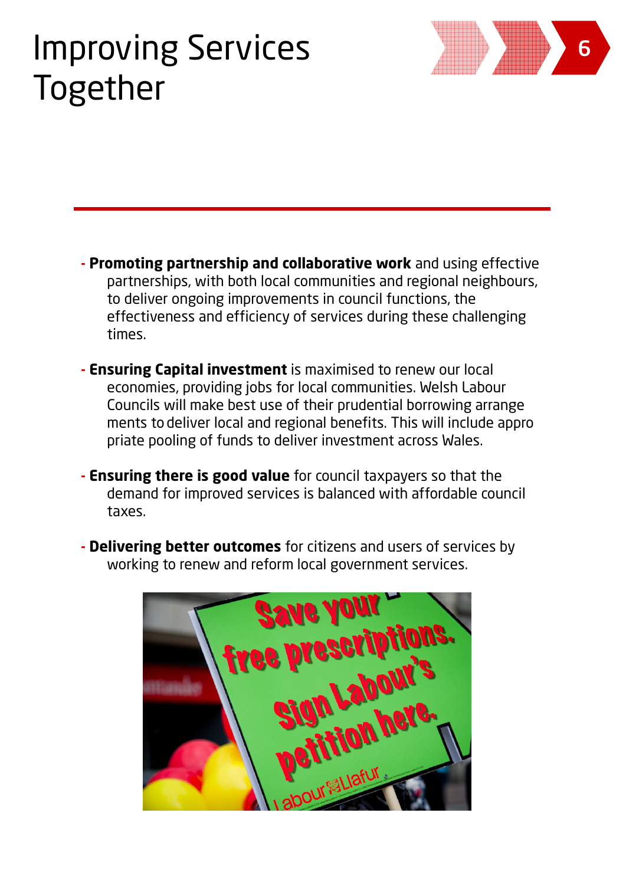# Improving Services Together

- **Promoting partnership and collaborative work** and using effective partnerships, with both local communities and regional neighbours, to deliver ongoing improvements in council functions, the effectiveness and efficiency of services during these challenging times.

- **Ensuring Capital investment** is maximised to renew our local economies, providing jobs for local communities. Welsh Labour Councils will make best use of their prudential borrowing arrange ments to deliver local and regional benefits. This will include appro priate pooling of funds to deliver investment across Wales.

- **Ensuring there is good value** for council taxpayers so that the demand for improved services is balanced with affordable council taxes.

- **Delivering better outcomes** for citizens and users of services by working to renew and reform local government services.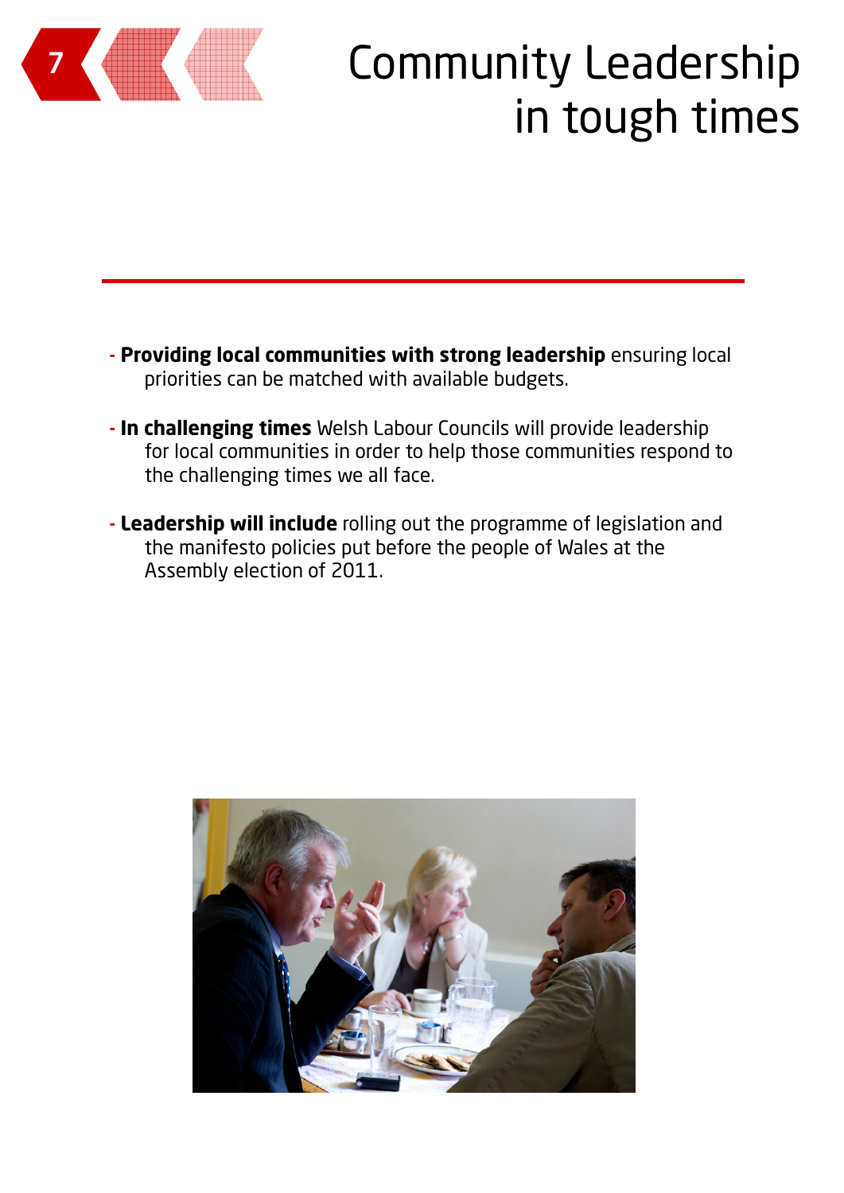# Community Leadership in tough times

- **Providing local communities with strong leadership** ensuring local priorities can be matched with available budgets.

- **In challenging times** Welsh Labour Councils will provide leadership for local communities in order to help those communities respond to the challenging times we all face.

- **Leadership will include** rolling out the programme of legislation and the manifesto policies put before the people of Wales at the Assembly election of 2011.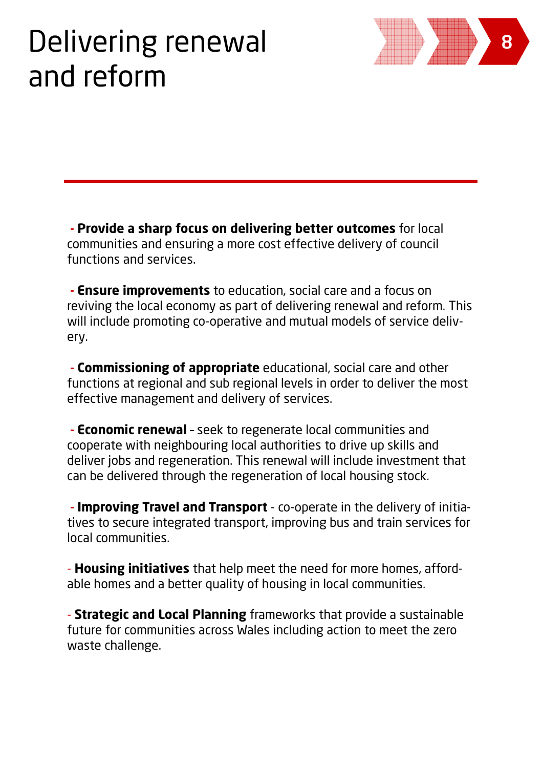# Delivering renewal and reform

- **Provide a sharp focus on delivering better outcomes** for local communities and ensuring a more cost effective delivery of council functions and services.

- **Ensure improvements** to education, social care and a focus on reviving the local economy as part of delivering renewal and reform. This will include promoting co-operative and mutual models of service delivery.

- **Commissioning of appropriate** educational, social care and other functions at regional and sub regional levels in order to deliver the most effective management and delivery of services.

- **Economic renewal** – seek to regenerate local communities and cooperate with neighbouring local authorities to drive up skills and deliver jobs and regeneration. This renewal will include investment that can be delivered through the regeneration of local housing stock.

- **Improving Travel and Transport** - co-operate in the delivery of initiatives to secure integrated transport, improving bus and train services for local communities.

- **Housing initiatives** that help meet the need for more homes, affordable homes and a better quality of housing in local communities.

- **Strategic and Local Planning** frameworks that provide a sustainable future for communities across Wales including action to meet the zero waste challenge.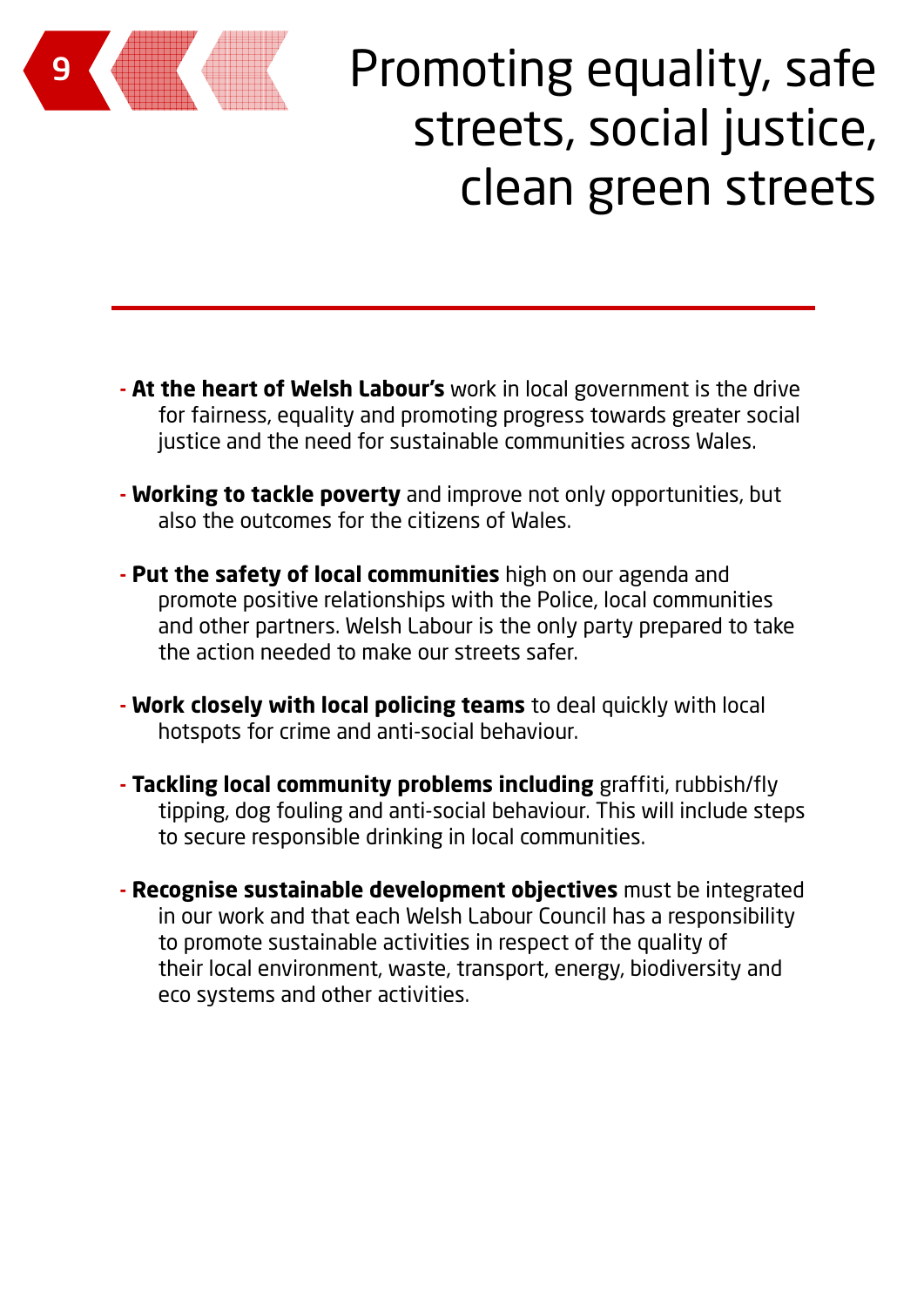# 9 Promoting equality, safe streets, social justice, clean green streets

- **At the heart of Welsh Labour's** work in local government is the drive for fairness, equality and promoting progress towards greater social justice and the need for sustainable communities across Wales.

- **Working to tackle poverty** and improve not only opportunities, but also the outcomes for the citizens of Wales.

- **Put the safety of local communities** high on our agenda and promote positive relationships with the Police, local communities and other partners. Welsh Labour is the only party prepared to take the action needed to make our streets safer.

- **Work closely with local policing teams** to deal quickly with local hotspots for crime and anti-social behaviour.

- **Tackling local community problems including** graffiti, rubbish/fly tipping, dog fouling and anti-social behaviour. This will include steps to secure responsible drinking in local communities.

- **Recognise sustainable development objectives** must be integrated in our work and that each Welsh Labour Council has a responsibility to promote sustainable activities in respect of the quality of their local environment, waste, transport, energy, biodiversity and eco systems and other activities.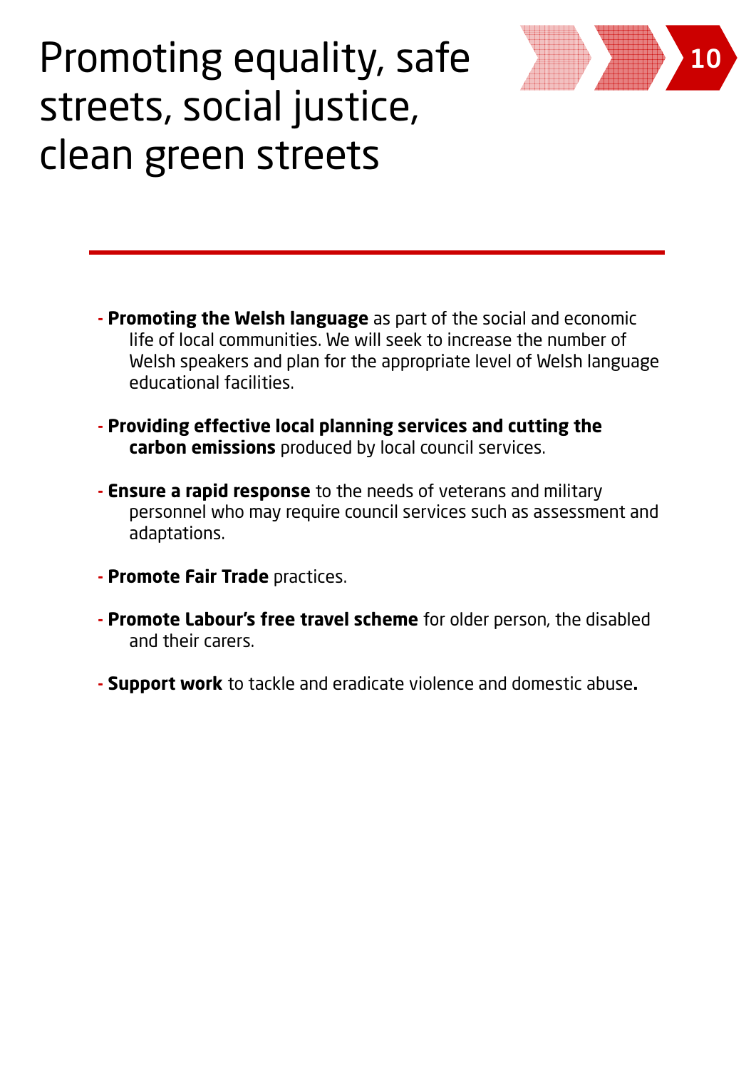# Promoting equality, safe streets, social justice, clean green streets

- **Promoting the Welsh language** as part of the social and economic life of local communities. We will seek to increase the number of Welsh speakers and plan for the appropriate level of Welsh language educational facilities.

- **Providing effective local planning services and cutting the carbon emissions** produced by local council services.

- **Ensure a rapid response** to the needs of veterans and military personnel who may require council services such as assessment and adaptations.

- **Promote Fair Trade** practices.

- **Promote Labour's free travel scheme** for older person, the disabled and their carers.

- **Support work** to tackle and eradicate violence and domestic abuse**.**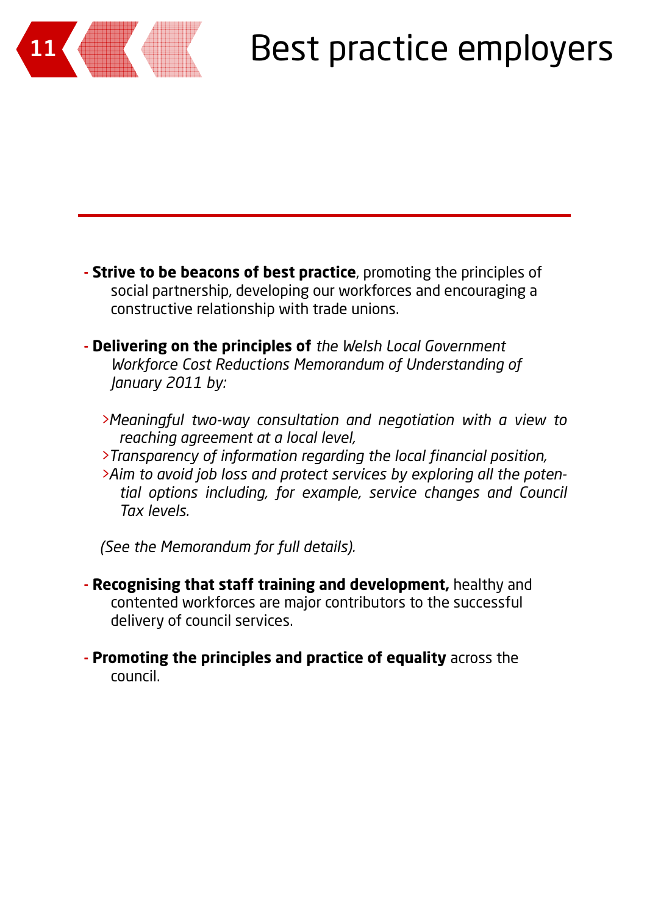# 11 Best practice employers

- **Strive to be beacons of best practice**, promoting the principles of social partnership, developing our workforces and encouraging a constructive relationship with trade unions.

- **Delivering on the principles of** *the Welsh Local Government Workforce Cost Reductions Memorandum of Understanding of January 2011 by:*

  - *Meaningful two-way consultation and negotiation with a view to reaching agreement at a local level,*
  - *Transparency of information regarding the local financial position,*
  - *Aim to avoid job loss and protect services by exploring all the potential options including, for example, service changes and Council Tax levels.*

  *(See the Memorandum for full details).*

- **Recognising that staff training and development,** healthy and contented workforces are major contributors to the successful delivery of council services.

- **Promoting the principles and practice of equality** across the council.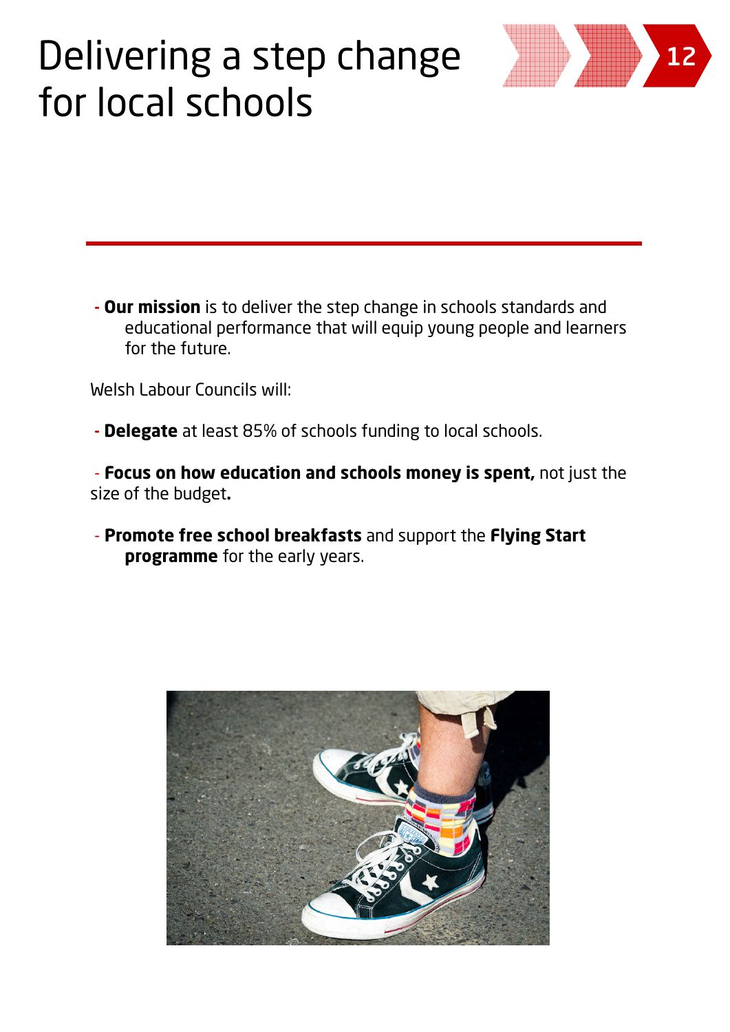# Delivering a step change for local schools

- **Our mission** is to deliver the step change in schools standards and educational performance that will equip young people and learners for the future.

Welsh Labour Councils will:

- **Delegate** at least 85% of schools funding to local schools.

- **Focus on how education and schools money is spent,** not just the size of the budget**.**

- **Promote free school breakfasts** and support the **Flying Start programme** for the early years.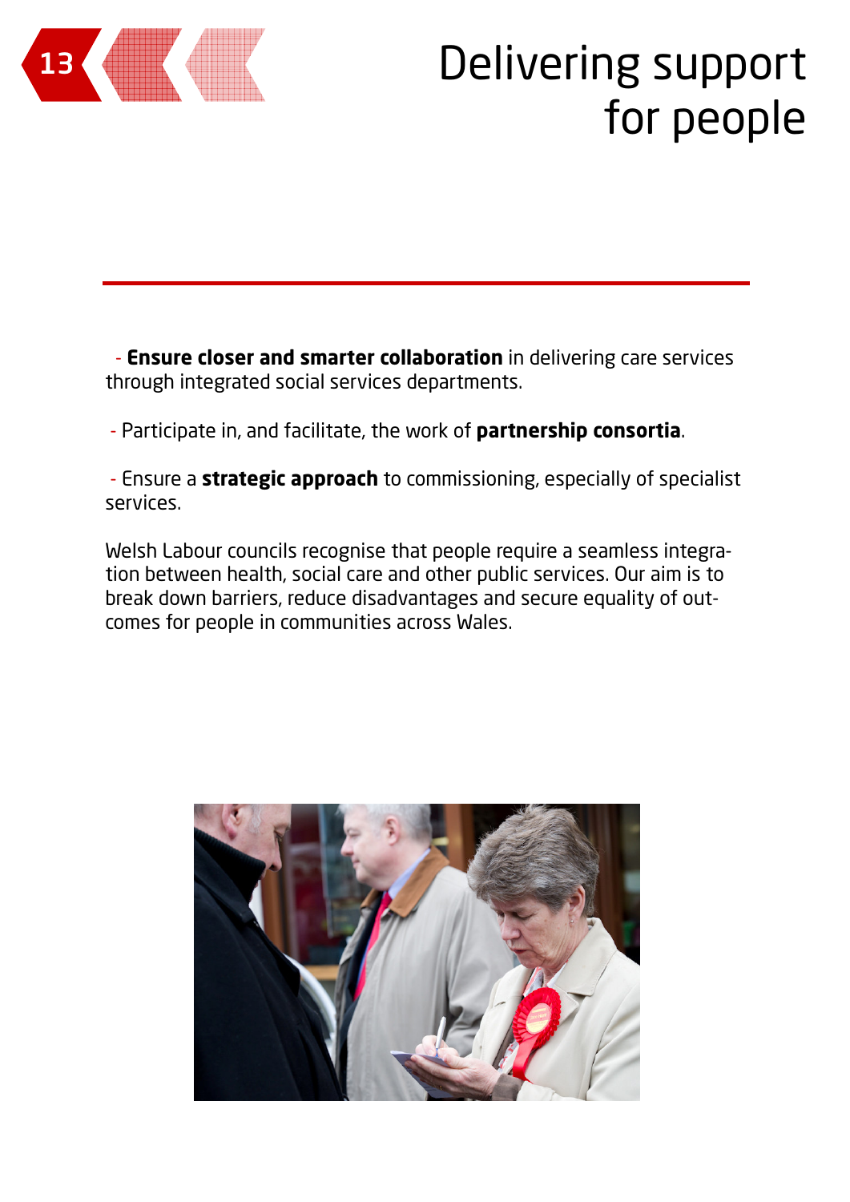# Delivering support for people

- **Ensure closer and smarter collaboration** in delivering care services through integrated social services departments.

- Participate in, and facilitate, the work of **partnership consortia**.

- Ensure a **strategic approach** to commissioning, especially of specialist services.

Welsh Labour councils recognise that people require a seamless integration between health, social care and other public services. Our aim is to break down barriers, reduce disadvantages and secure equality of outcomes for people in communities across Wales.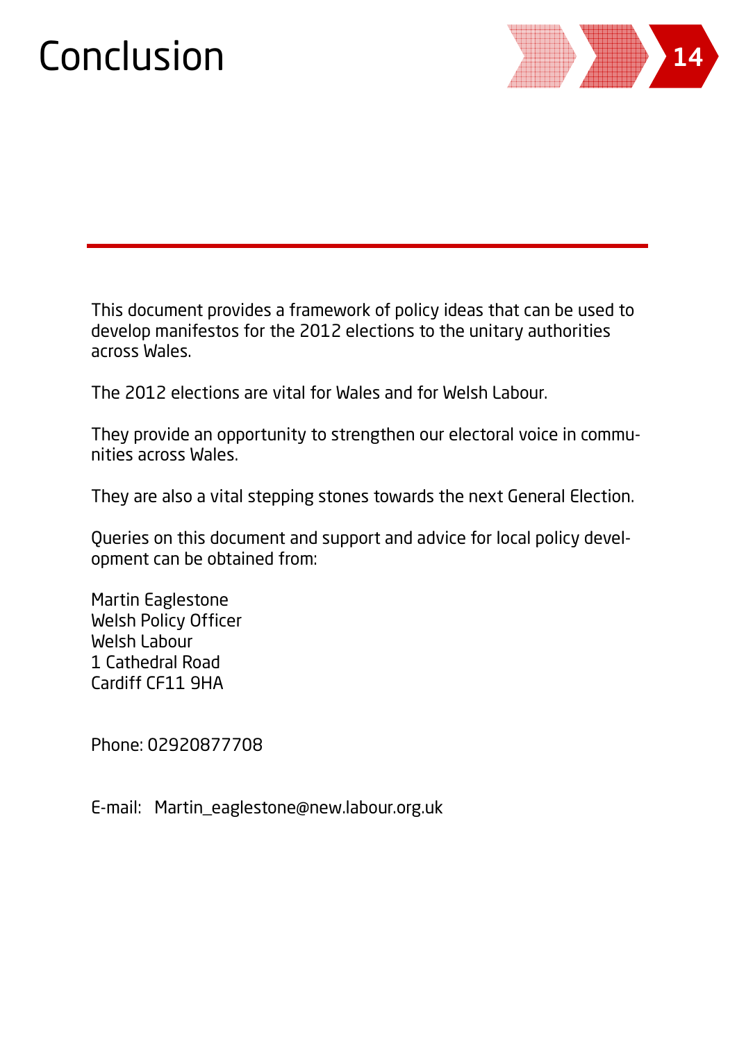# Conclusion

This document provides a framework of policy ideas that can be used to develop manifestos for the 2012 elections to the unitary authorities across Wales.

The 2012 elections are vital for Wales and for Welsh Labour.

They provide an opportunity to strengthen our electoral voice in communities across Wales.

They are also a vital stepping stones towards the next General Election.

Queries on this document and support and advice for local policy development can be obtained from:

Martin Eaglestone  
Welsh Policy Officer  
Welsh Labour  
1 Cathedral Road  
Cardiff CF11 9HA

Phone: 02920877708

E-mail: Martin_eaglestone@new.labour.org.uk